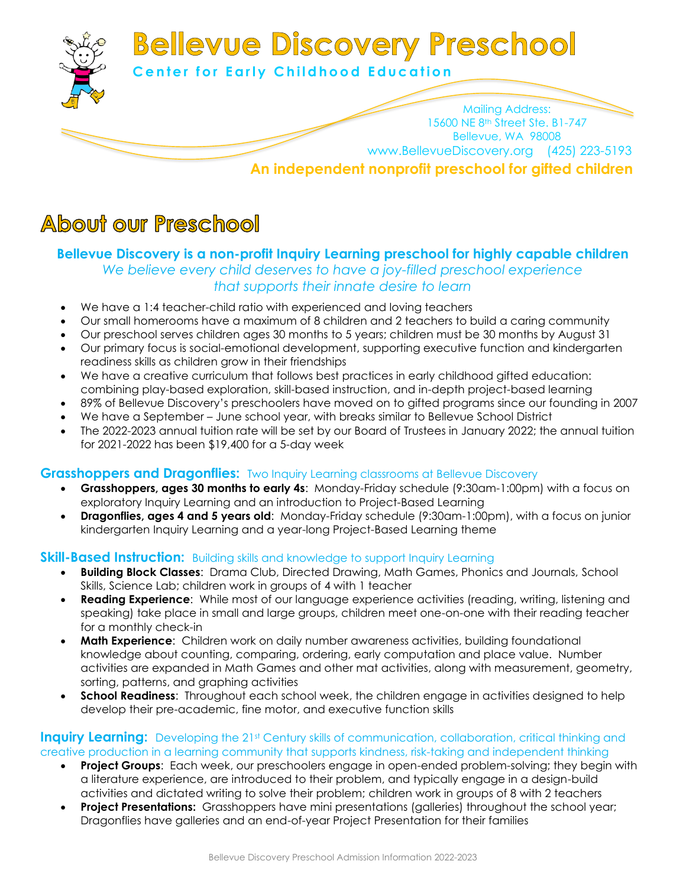# Bellevue Discovery Preschool

**Center for Early Childhood Education**

Mailing Address:
15600 NE 8th Street Ste. B1-747
Bellevue, WA 98008
www.BellevueDiscovery.org (425) 223-5193

**An independent nonprofit preschool for gifted children**

## About our Preschool

**Bellevue Discovery is a non-profit Inquiry Learning preschool for highly capable children**

*We believe every child deserves to have a joy-filled preschool experience that supports their innate desire to learn*

- We have a 1:4 teacher-child ratio with experienced and loving teachers
- Our small homerooms have a maximum of 8 children and 2 teachers to build a caring community
- Our preschool serves children ages 30 months to 5 years; children must be 30 months by August 31
- Our primary focus is social-emotional development, supporting executive function and kindergarten readiness skills as children grow in their friendships
- We have a creative curriculum that follows best practices in early childhood gifted education: combining play-based exploration, skill-based instruction, and in-depth project-based learning
- 89% of Bellevue Discovery's preschoolers have moved on to gifted programs since our founding in 2007
- We have a September – June school year, with breaks similar to Bellevue School District
- The 2022-2023 annual tuition rate will be set by our Board of Trustees in January 2022; the annual tuition for 2021-2022 has been $19,400 for a 5-day week

### Grasshoppers and Dragonflies: Two Inquiry Learning classrooms at Bellevue Discovery

- **Grasshoppers, ages 30 months to early 4s**: Monday-Friday schedule (9:30am-1:00pm) with a focus on exploratory Inquiry Learning and an introduction to Project-Based Learning
- **Dragonflies, ages 4 and 5 years old**: Monday-Friday schedule (9:30am-1:00pm), with a focus on junior kindergarten Inquiry Learning and a year-long Project-Based Learning theme

### Skill-Based Instruction: Building skills and knowledge to support Inquiry Learning

- **Building Block Classes**: Drama Club, Directed Drawing, Math Games, Phonics and Journals, School Skills, Science Lab; children work in groups of 4 with 1 teacher
- **Reading Experience**: While most of our language experience activities (reading, writing, listening and speaking) take place in small and large groups, children meet one-on-one with their reading teacher for a monthly check-in
- **Math Experience**: Children work on daily number awareness activities, building foundational knowledge about counting, comparing, ordering, early computation and place value. Number activities are expanded in Math Games and other mat activities, along with measurement, geometry, sorting, patterns, and graphing activities
- **School Readiness**: Throughout each school week, the children engage in activities designed to help develop their pre-academic, fine motor, and executive function skills

### Inquiry Learning: Developing the 21st Century skills of communication, collaboration, critical thinking and creative production in a learning community that supports kindness, risk-taking and independent thinking

- **Project Groups**: Each week, our preschoolers engage in open-ended problem-solving; they begin with a literature experience, are introduced to their problem, and typically engage in a design-build activities and dictated writing to solve their problem; children work in groups of 8 with 2 teachers
- **Project Presentations:** Grasshoppers have mini presentations (galleries) throughout the school year; Dragonflies have galleries and an end-of-year Project Presentation for their families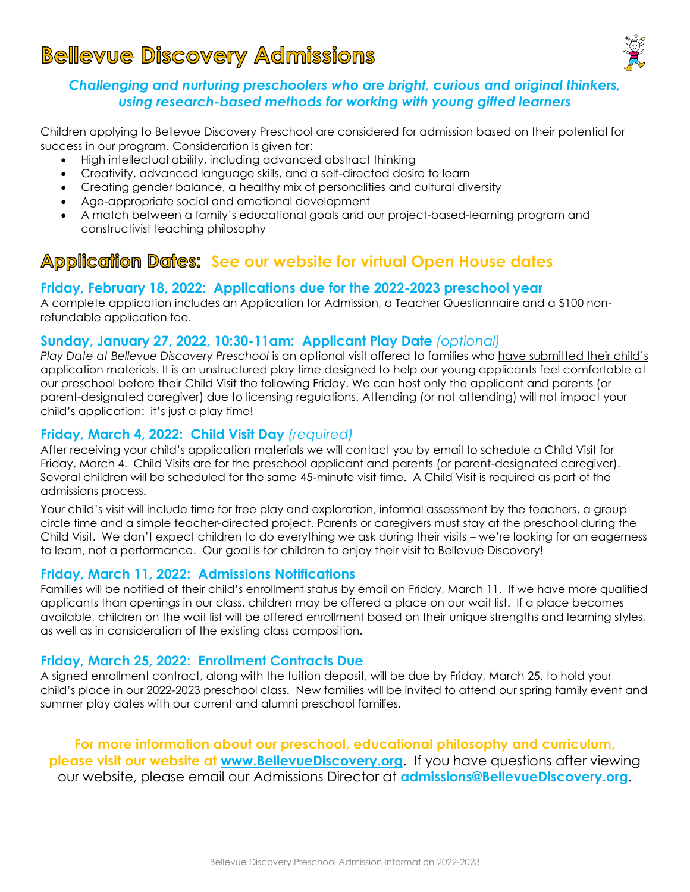# Bellevue Discovery Admissions

***Challenging and nurturing preschoolers who are bright, curious and original thinkers, using research-based methods for working with young gifted learners***

Children applying to Bellevue Discovery Preschool are considered for admission based on their potential for success in our program. Consideration is given for:

- High intellectual ability, including advanced abstract thinking
- Creativity, advanced language skills, and a self-directed desire to learn
- Creating gender balance, a healthy mix of personalities and cultural diversity
- Age-appropriate social and emotional development
- A match between a family's educational goals and our project-based-learning program and constructivist teaching philosophy

## Application Dates: See our website for virtual Open House dates

### Friday, February 18, 2022: Applications due for the 2022-2023 preschool year

A complete application includes an Application for Admission, a Teacher Questionnaire and a $100 non-refundable application fee.

### Sunday, January 27, 2022, 10:30-11am: Applicant Play Date *(optional)*

*Play Date at Bellevue Discovery Preschool* is an optional visit offered to families who have submitted their child's application materials. It is an unstructured play time designed to help our young applicants feel comfortable at our preschool before their Child Visit the following Friday. We can host only the applicant and parents (or parent-designated caregiver) due to licensing regulations. Attending (or not attending) will not impact your child's application: it's just a play time!

### Friday, March 4, 2022: Child Visit Day *(required)*

After receiving your child's application materials we will contact you by email to schedule a Child Visit for Friday, March 4. Child Visits are for the preschool applicant and parents (or parent-designated caregiver). Several children will be scheduled for the same 45-minute visit time. A Child Visit is required as part of the admissions process.

Your child's visit will include time for free play and exploration, informal assessment by the teachers, a group circle time and a simple teacher-directed project. Parents or caregivers must stay at the preschool during the Child Visit. We don't expect children to do everything we ask during their visits – we're looking for an eagerness to learn, not a performance. Our goal is for children to enjoy their visit to Bellevue Discovery!

### Friday, March 11, 2022: Admissions Notifications

Families will be notified of their child's enrollment status by email on Friday, March 11. If we have more qualified applicants than openings in our class, children may be offered a place on our wait list. If a place becomes available, children on the wait list will be offered enrollment based on their unique strengths and learning styles, as well as in consideration of the existing class composition.

### Friday, March 25, 2022: Enrollment Contracts Due

A signed enrollment contract, along with the tuition deposit, will be due by Friday, March 25, to hold your child's place in our 2022-2023 preschool class. New families will be invited to attend our spring family event and summer play dates with our current and alumni preschool families.

**For more information about our preschool, educational philosophy and curriculum, please visit our website at [www.BellevueDiscovery.org](www.BellevueDiscovery.org).** If you have questions after viewing our website, please email our Admissions Director at **admissions@BellevueDiscovery.org**.